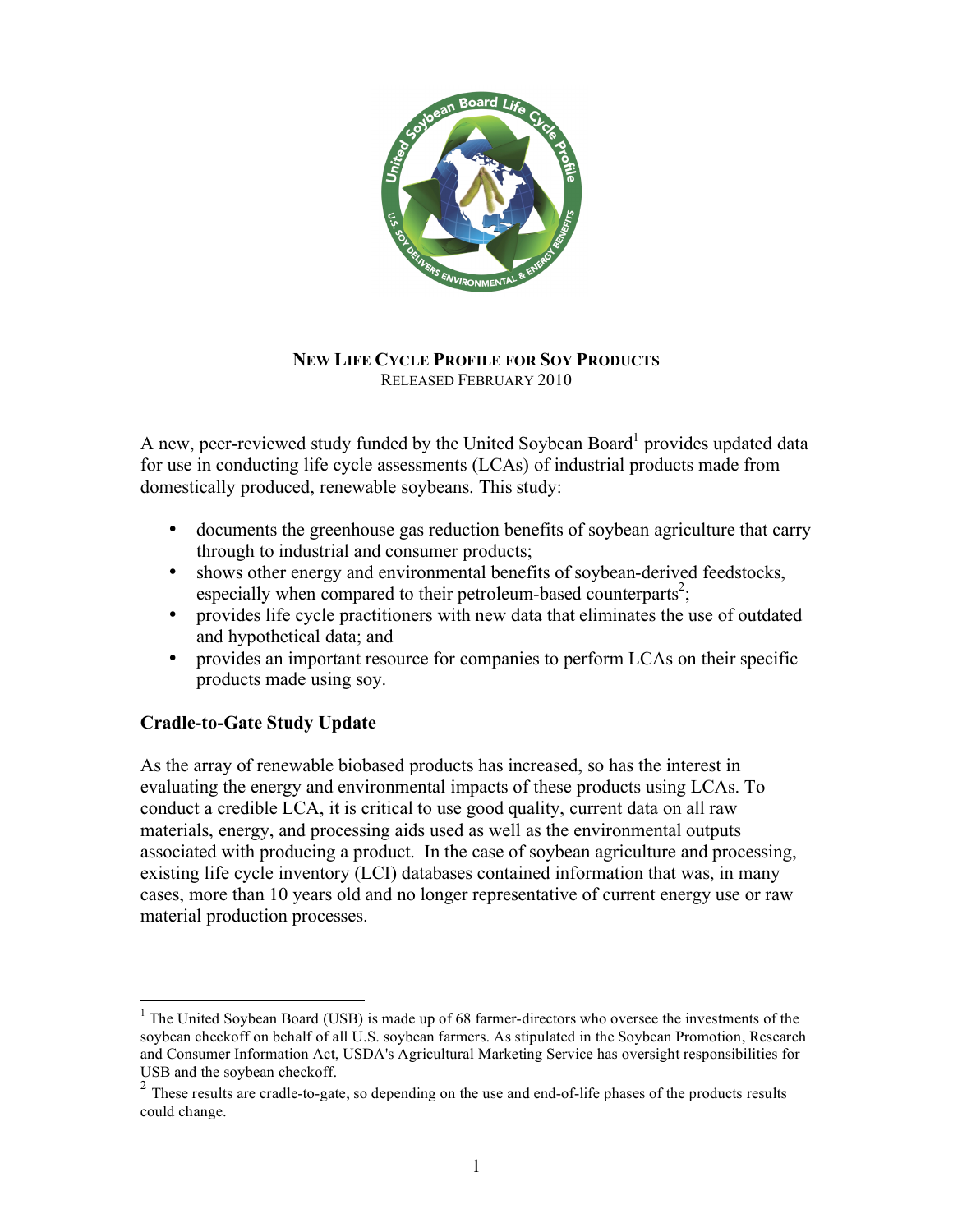# NEW LIFE CYCLE PROFILE FOR SOY PRODUCTS

RELEASED FEBRUARY 2010

A new, peer-reviewed study funded by the United Soybean Board[1] provides updated data for use in conducting life cycle assessments (LCAs) of industrial products made from domestically produced, renewable soybeans. This study:

- documents the greenhouse gas reduction benefits of soybean agriculture that carry through to industrial and consumer products;
- shows other energy and environmental benefits of soybean-derived feedstocks, especially when compared to their petroleum-based counterparts[2];
- provides life cycle practitioners with new data that eliminates the use of outdated and hypothetical data; and
- provides an important resource for companies to perform LCAs on their specific products made using soy.

## Cradle-to-Gate Study Update

As the array of renewable biobased products has increased, so has the interest in evaluating the energy and environmental impacts of these products using LCAs. To conduct a credible LCA, it is critical to use good quality, current data on all raw materials, energy, and processing aids used as well as the environmental outputs associated with producing a product. In the case of soybean agriculture and processing, existing life cycle inventory (LCI) databases contained information that was, in many cases, more than 10 years old and no longer representative of current energy use or raw material production processes.

---

[1] The United Soybean Board (USB) is made up of 68 farmer-directors who oversee the investments of the soybean checkoff on behalf of all U.S. soybean farmers. As stipulated in the Soybean Promotion, Research and Consumer Information Act, USDA's Agricultural Marketing Service has oversight responsibilities for USB and the soybean checkoff.

[2] These results are cradle-to-gate, so depending on the use and end-of-life phases of the products results could change.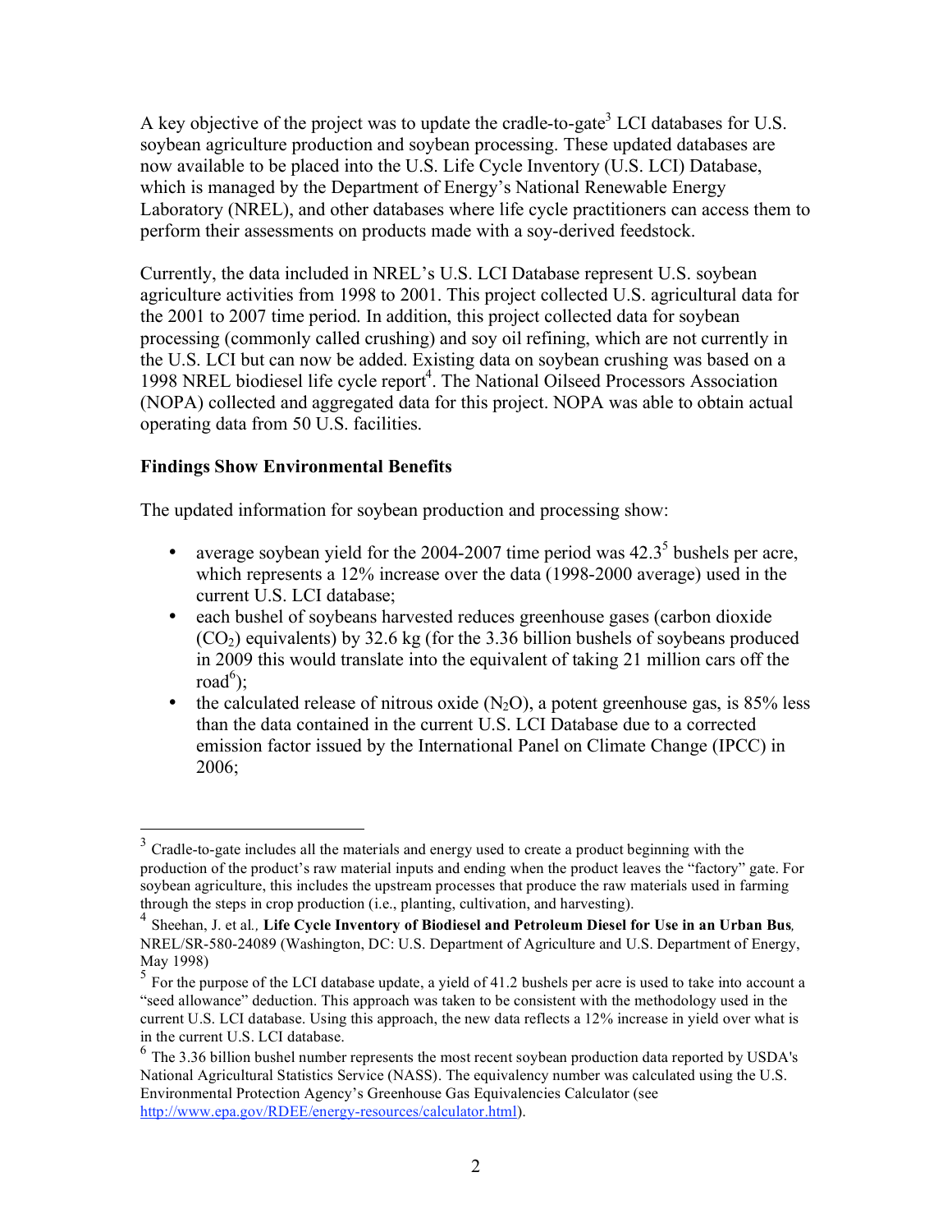A key objective of the project was to update the cradle-to-gate[3] LCI databases for U.S. soybean agriculture production and soybean processing. These updated databases are now available to be placed into the U.S. Life Cycle Inventory (U.S. LCI) Database, which is managed by the Department of Energy's National Renewable Energy Laboratory (NREL), and other databases where life cycle practitioners can access them to perform their assessments on products made with a soy-derived feedstock.

Currently, the data included in NREL's U.S. LCI Database represent U.S. soybean agriculture activities from 1998 to 2001. This project collected U.S. agricultural data for the 2001 to 2007 time period. In addition, this project collected data for soybean processing (commonly called crushing) and soy oil refining, which are not currently in the U.S. LCI but can now be added. Existing data on soybean crushing was based on a 1998 NREL biodiesel life cycle report[4]. The National Oilseed Processors Association (NOPA) collected and aggregated data for this project. NOPA was able to obtain actual operating data from 50 U.S. facilities.

**Findings Show Environmental Benefits**

The updated information for soybean production and processing show:

- average soybean yield for the 2004-2007 time period was 42.3[5] bushels per acre, which represents a 12% increase over the data (1998-2000 average) used in the current U.S. LCI database;
- each bushel of soybeans harvested reduces greenhouse gases (carbon dioxide ($CO_2$) equivalents) by 32.6 kg (for the 3.36 billion bushels of soybeans produced in 2009 this would translate into the equivalent of taking 21 million cars off the road[6]);
- the calculated release of nitrous oxide ($N_2O$), a potent greenhouse gas, is 85% less than the data contained in the current U.S. LCI Database due to a corrected emission factor issued by the International Panel on Climate Change (IPCC) in 2006;

---

[3] Cradle-to-gate includes all the materials and energy used to create a product beginning with the production of the product's raw material inputs and ending when the product leaves the "factory" gate. For soybean agriculture, this includes the upstream processes that produce the raw materials used in farming through the steps in crop production (i.e., planting, cultivation, and harvesting).

[4] Sheehan, J. et al., **Life Cycle Inventory of Biodiesel and Petroleum Diesel for Use in an Urban Bus**, NREL/SR-580-24089 (Washington, DC: U.S. Department of Agriculture and U.S. Department of Energy, May 1998)

[5] For the purpose of the LCI database update, a yield of 41.2 bushels per acre is used to take into account a "seed allowance" deduction. This approach was taken to be consistent with the methodology used in the current U.S. LCI database. Using this approach, the new data reflects a 12% increase in yield over what is in the current U.S. LCI database.

[6] The 3.36 billion bushel number represents the most recent soybean production data reported by USDA's National Agricultural Statistics Service (NASS). The equivalency number was calculated using the U.S. Environmental Protection Agency's Greenhouse Gas Equivalencies Calculator (see http://www.epa.gov/RDEE/energy-resources/calculator.html).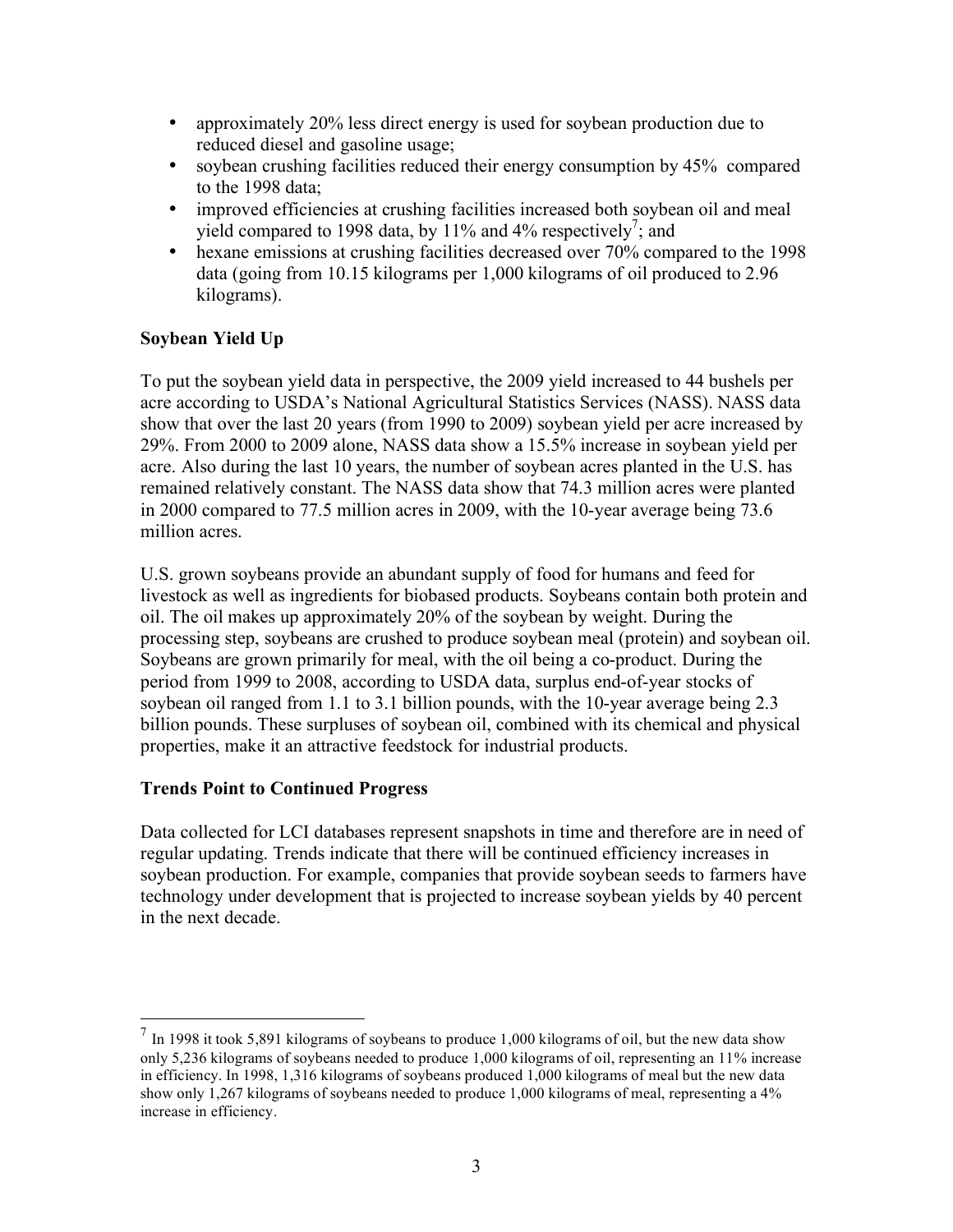- approximately 20% less direct energy is used for soybean production due to reduced diesel and gasoline usage;
- soybean crushing facilities reduced their energy consumption by 45% compared to the 1998 data;
- improved efficiencies at crushing facilities increased both soybean oil and meal yield compared to 1998 data, by 11% and 4% respectively[7]; and
- hexane emissions at crushing facilities decreased over 70% compared to the 1998 data (going from 10.15 kilograms per 1,000 kilograms of oil produced to 2.96 kilograms).

**Soybean Yield Up**

To put the soybean yield data in perspective, the 2009 yield increased to 44 bushels per acre according to USDA's National Agricultural Statistics Services (NASS). NASS data show that over the last 20 years (from 1990 to 2009) soybean yield per acre increased by 29%. From 2000 to 2009 alone, NASS data show a 15.5% increase in soybean yield per acre. Also during the last 10 years, the number of soybean acres planted in the U.S. has remained relatively constant. The NASS data show that 74.3 million acres were planted in 2000 compared to 77.5 million acres in 2009, with the 10-year average being 73.6 million acres.

U.S. grown soybeans provide an abundant supply of food for humans and feed for livestock as well as ingredients for biobased products. Soybeans contain both protein and oil. The oil makes up approximately 20% of the soybean by weight. During the processing step, soybeans are crushed to produce soybean meal (protein) and soybean oil. Soybeans are grown primarily for meal, with the oil being a co-product. During the period from 1999 to 2008, according to USDA data, surplus end-of-year stocks of soybean oil ranged from 1.1 to 3.1 billion pounds, with the 10-year average being 2.3 billion pounds. These surpluses of soybean oil, combined with its chemical and physical properties, make it an attractive feedstock for industrial products.

**Trends Point to Continued Progress**

Data collected for LCI databases represent snapshots in time and therefore are in need of regular updating. Trends indicate that there will be continued efficiency increases in soybean production. For example, companies that provide soybean seeds to farmers have technology under development that is projected to increase soybean yields by 40 percent in the next decade.

---

[7] In 1998 it took 5,891 kilograms of soybeans to produce 1,000 kilograms of oil, but the new data show only 5,236 kilograms of soybeans needed to produce 1,000 kilograms of oil, representing an 11% increase in efficiency. In 1998, 1,316 kilograms of soybeans produced 1,000 kilograms of meal but the new data show only 1,267 kilograms of soybeans needed to produce 1,000 kilograms of meal, representing a 4% increase in efficiency.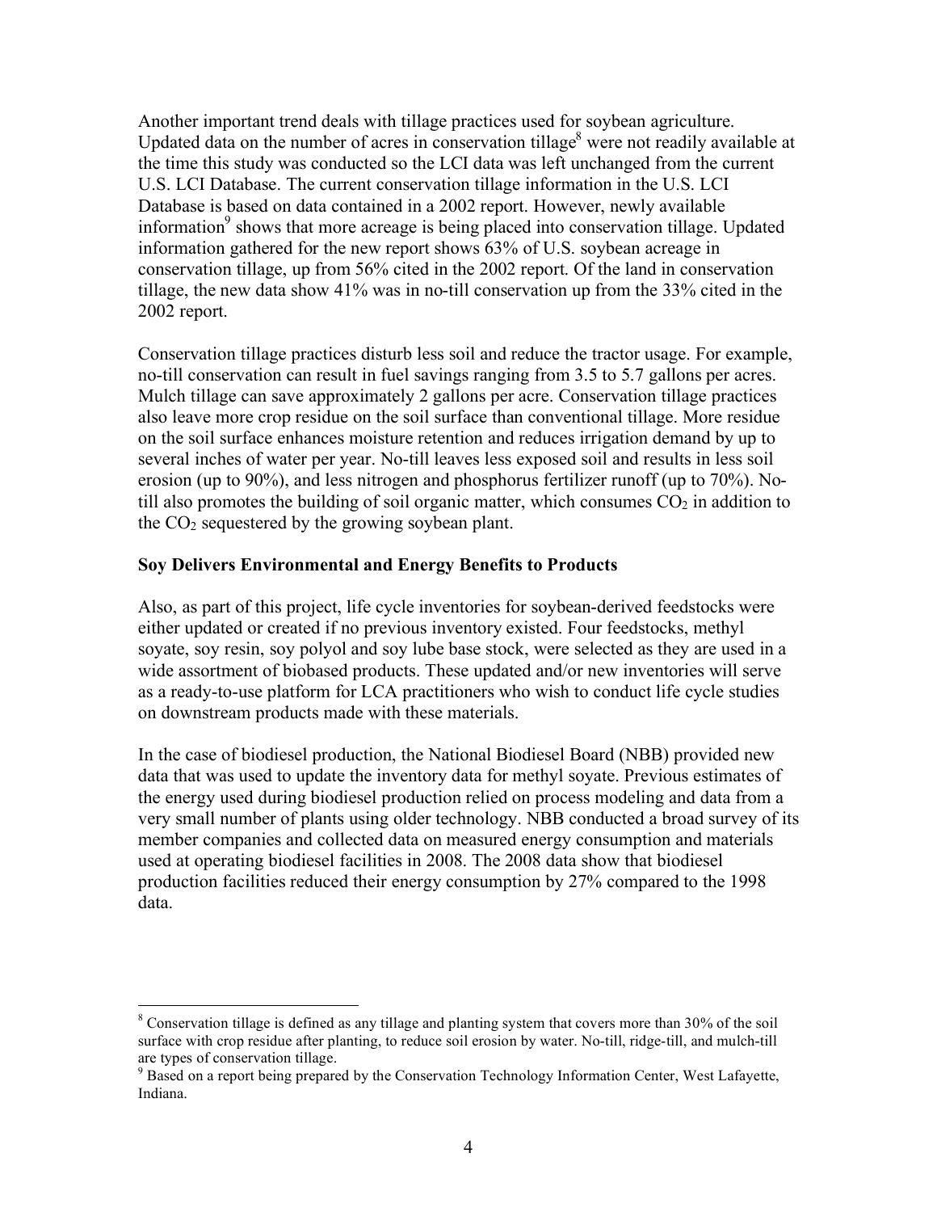Another important trend deals with tillage practices used for soybean agriculture. Updated data on the number of acres in conservation tillage[8] were not readily available at the time this study was conducted so the LCI data was left unchanged from the current U.S. LCI Database. The current conservation tillage information in the U.S. LCI Database is based on data contained in a 2002 report. However, newly available information[9] shows that more acreage is being placed into conservation tillage. Updated information gathered for the new report shows 63% of U.S. soybean acreage in conservation tillage, up from 56% cited in the 2002 report. Of the land in conservation tillage, the new data show 41% was in no-till conservation up from the 33% cited in the 2002 report.

Conservation tillage practices disturb less soil and reduce the tractor usage. For example, no-till conservation can result in fuel savings ranging from 3.5 to 5.7 gallons per acres. Mulch tillage can save approximately 2 gallons per acre. Conservation tillage practices also leave more crop residue on the soil surface than conventional tillage. More residue on the soil surface enhances moisture retention and reduces irrigation demand by up to several inches of water per year. No-till leaves less exposed soil and results in less soil erosion (up to 90%), and less nitrogen and phosphorus fertilizer runoff (up to 70%). No-till also promotes the building of soil organic matter, which consumes $CO_2$ in addition to the $CO_2$ sequestered by the growing soybean plant.

**Soy Delivers Environmental and Energy Benefits to Products**

Also, as part of this project, life cycle inventories for soybean-derived feedstocks were either updated or created if no previous inventory existed. Four feedstocks, methyl soyate, soy resin, soy polyol and soy lube base stock, were selected as they are used in a wide assortment of biobased products. These updated and/or new inventories will serve as a ready-to-use platform for LCA practitioners who wish to conduct life cycle studies on downstream products made with these materials.

In the case of biodiesel production, the National Biodiesel Board (NBB) provided new data that was used to update the inventory data for methyl soyate. Previous estimates of the energy used during biodiesel production relied on process modeling and data from a very small number of plants using older technology. NBB conducted a broad survey of its member companies and collected data on measured energy consumption and materials used at operating biodiesel facilities in 2008. The 2008 data show that biodiesel production facilities reduced their energy consumption by 27% compared to the 1998 data.

---

[8] Conservation tillage is defined as any tillage and planting system that covers more than 30% of the soil surface with crop residue after planting, to reduce soil erosion by water. No-till, ridge-till, and mulch-till are types of conservation tillage.

[9] Based on a report being prepared by the Conservation Technology Information Center, West Lafayette, Indiana.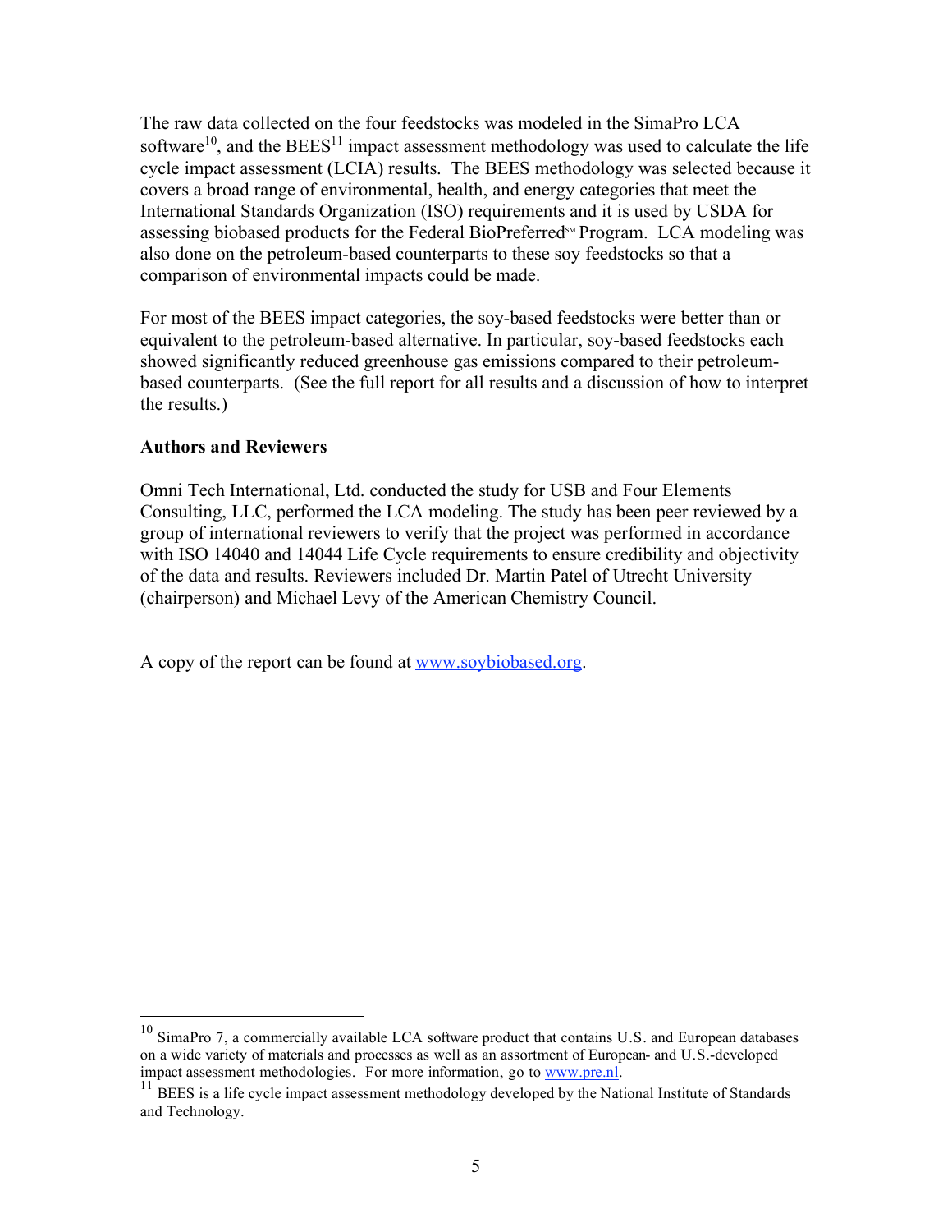The raw data collected on the four feedstocks was modeled in the SimaPro LCA software[10], and the BEES[11] impact assessment methodology was used to calculate the life cycle impact assessment (LCIA) results. The BEES methodology was selected because it covers a broad range of environmental, health, and energy categories that meet the International Standards Organization (ISO) requirements and it is used by USDA for assessing biobased products for the Federal BioPreferred℠ Program. LCA modeling was also done on the petroleum-based counterparts to these soy feedstocks so that a comparison of environmental impacts could be made.

For most of the BEES impact categories, the soy-based feedstocks were better than or equivalent to the petroleum-based alternative. In particular, soy-based feedstocks each showed significantly reduced greenhouse gas emissions compared to their petroleum-based counterparts. (See the full report for all results and a discussion of how to interpret the results.)

**Authors and Reviewers**

Omni Tech International, Ltd. conducted the study for USB and Four Elements Consulting, LLC, performed the LCA modeling. The study has been peer reviewed by a group of international reviewers to verify that the project was performed in accordance with ISO 14040 and 14044 Life Cycle requirements to ensure credibility and objectivity of the data and results. Reviewers included Dr. Martin Patel of Utrecht University (chairperson) and Michael Levy of the American Chemistry Council.

A copy of the report can be found at [www.soybiobased.org](http://www.soybiobased.org).

---

[10] SimaPro 7, a commercially available LCA software product that contains U.S. and European databases on a wide variety of materials and processes as well as an assortment of European- and U.S.-developed impact assessment methodologies. For more information, go to [www.pre.nl](http://www.pre.nl).

[11] BEES is a life cycle impact assessment methodology developed by the National Institute of Standards and Technology.